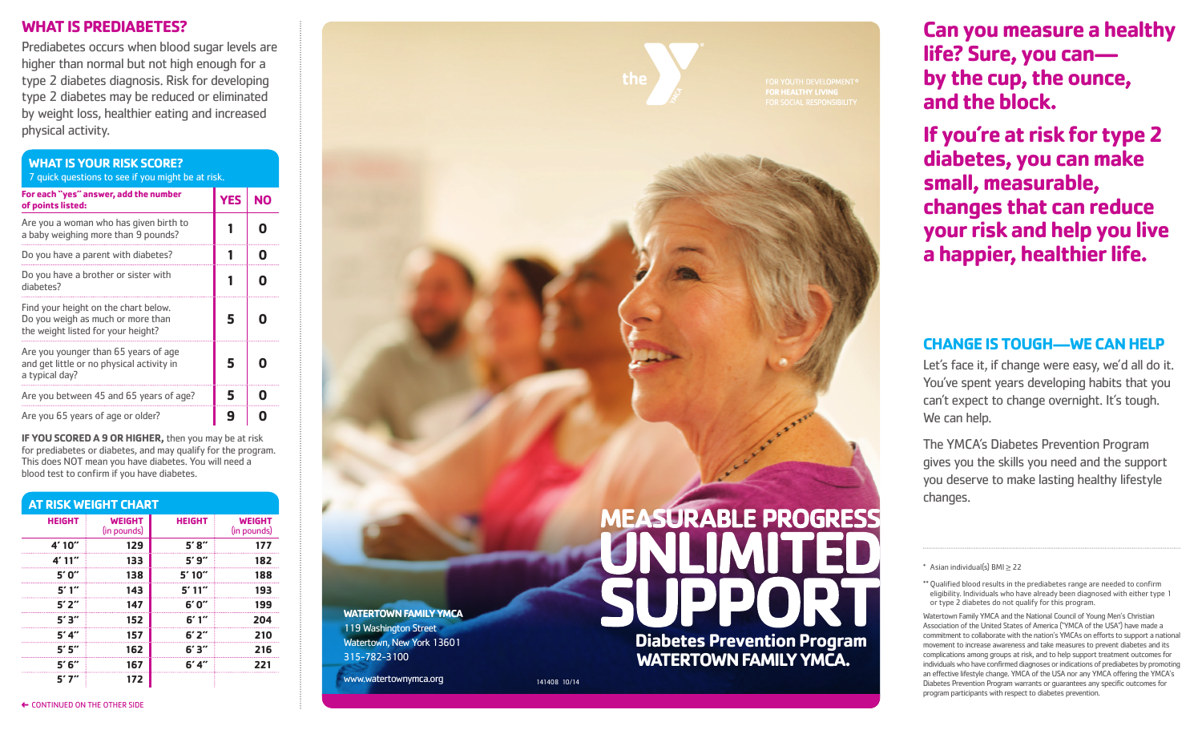## WHAT IS PREDIABETES?

Prediabetes occurs when blood sugar levels are higher than normal but not high enough for a type 2 diabetes diagnosis. Risk for developing type 2 diabetes may be reduced or eliminated by weight loss, healthier eating and increased physical activity.

### WHAT IS YOUR RISK SCORE?

7 quick questions to see if you might be at risk.

| For each "yes" answer, add the number of points listed: | YES | NO |
|---|---|---|
| Are you a woman who has given birth to a baby weighing more than 9 pounds? | 1 | 0 |
| Do you have a parent with diabetes? | 1 | 0 |
| Do you have a brother or sister with diabetes? | 1 | 0 |
| Find your height on the chart below. Do you weigh as much or more than the weight listed for your height? | 5 | 0 |
| Are you younger than 65 years of age and get little or no physical activity in a typical day? | 5 | 0 |
| Are you between 45 and 65 years of age? | 5 | 0 |
| Are you 65 years of age or older? | 9 | 0 |

**IF YOU SCORED A 9 OR HIGHER,** then you may be at risk for prediabetes or diabetes, and may qualify for the program. This does NOT mean you have diabetes. You will need a blood test to confirm if you have diabetes.

### AT RISK WEIGHT CHART

| HEIGHT | WEIGHT (in pounds) | HEIGHT | WEIGHT (in pounds) |
|---|---|---|---|
| 4′ 10″ | 129 | 5′ 8″ | 177 |
| 4′ 11″ | 133 | 5′ 9″ | 182 |
| 5′ 0″ | 138 | 5′ 10″ | 188 |
| 5′ 1″ | 143 | 5′ 11″ | 193 |
| 5′ 2″ | 147 | 6′ 0″ | 199 |
| 5′ 3″ | 152 | 6′ 1″ | 204 |
| 5′ 4″ | 157 | 6′ 2″ | 210 |
| 5′ 5″ | 162 | 6′ 3″ | 216 |
| 5′ 6″ | 167 | 6′ 4″ | 221 |
| 5′ 7″ | 172 | | |

← CONTINUED ON THE OTHER SIDE

the YMCA

FOR YOUTH DEVELOPMENT®
FOR HEALTHY LIVING
FOR SOCIAL RESPONSIBILITY

# MEASURABLE PROGRESS UNLIMITED SUPPORT

**Diabetes Prevention Program**
**WATERTOWN FAMILY YMCA.**

**WATERTOWN FAMILY YMCA**
119 Washington Street
Watertown, New York 13601
315-782-3100

www.watertownymca.org

141408 10/14

## Can you measure a healthy life? Sure, you can— by the cup, the ounce, and the block.

## If you're at risk for type 2 diabetes, you can make small, measurable, changes that can reduce your risk and help you live a happier, healthier life.

### CHANGE IS TOUGH—WE CAN HELP

Let's face it, if change were easy, we'd all do it. You've spent years developing habits that you can't expect to change overnight. It's tough. We can help.

The YMCA's Diabetes Prevention Program gives you the skills you need and the support you deserve to make lasting healthy lifestyle changes.

* Asian individual(s) BMI ≥ 22

** Qualified blood results in the prediabetes range are needed to confirm eligibility. Individuals who have already been diagnosed with either type 1 or type 2 diabetes do not qualify for this program.

Watertown Family YMCA and the National Council of Young Men's Christian Association of the United States of America ("YMCA of the USA") have made a commitment to collaborate with the nation's YMCAs on efforts to support a national movement to increase awareness and take measures to prevent diabetes and its complications among groups at risk, and to help support treatment outcomes for individuals who have confirmed diagnoses or indications of prediabetes by promoting an effective lifestyle change. YMCA of the USA nor any YMCA offering the YMCA's Diabetes Prevention Program warrants or guarantees any specific outcomes for program participants with respect to diabetes prevention.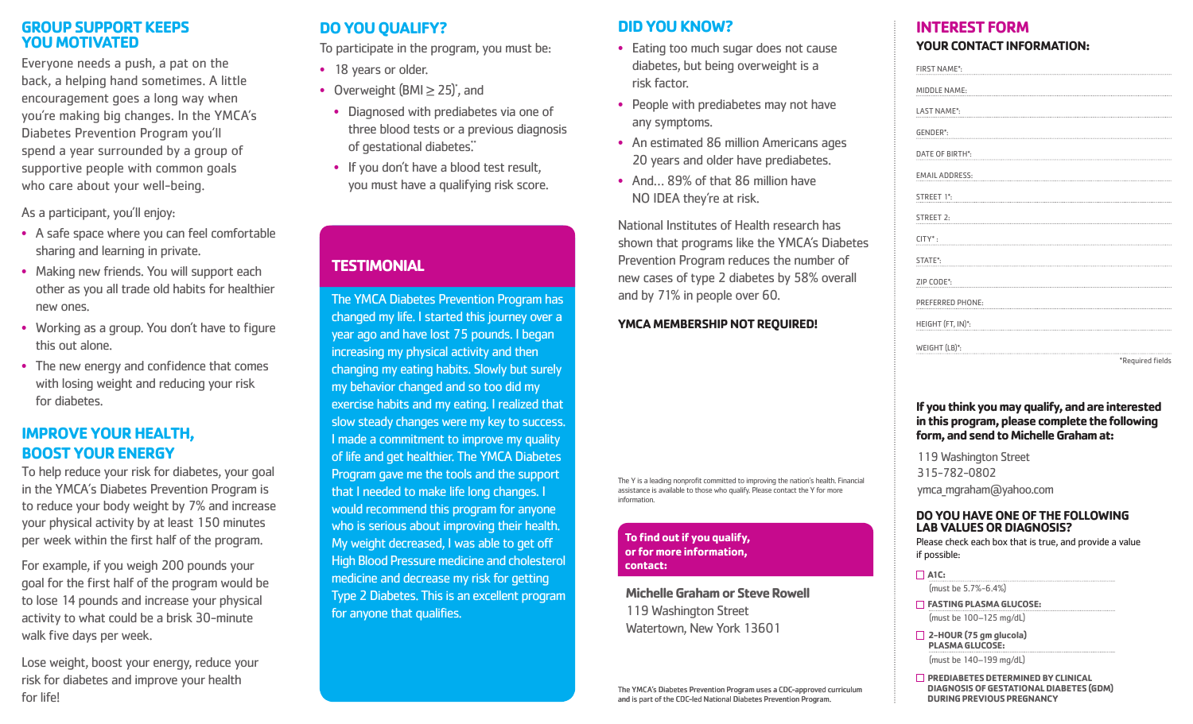## GROUP SUPPORT KEEPS YOU MOTIVATED

Everyone needs a push, a pat on the back, a helping hand sometimes. A little encouragement goes a long way when you're making big changes. In the YMCA's Diabetes Prevention Program you'll spend a year surrounded by a group of supportive people with common goals who care about your well-being.

As a participant, you'll enjoy:

- A safe space where you can feel comfortable sharing and learning in private.
- Making new friends. You will support each other as you all trade old habits for healthier new ones.
- Working as a group. You don't have to figure this out alone.
- The new energy and confidence that comes with losing weight and reducing your risk for diabetes.

## IMPROVE YOUR HEALTH, BOOST YOUR ENERGY

To help reduce your risk for diabetes, your goal in the YMCA's Diabetes Prevention Program is to reduce your body weight by 7% and increase your physical activity by at least 150 minutes per week within the first half of the program.

For example, if you weigh 200 pounds your goal for the first half of the program would be to lose 14 pounds and increase your physical activity to what could be a brisk 30-minute walk five days per week.

Lose weight, boost your energy, reduce your risk for diabetes and improve your health for life!

## DO YOU QUALIFY?

To participate in the program, you must be:

- 18 years or older.
- Overweight (BMI ≥ 25)*, and
  - Diagnosed with prediabetes via one of three blood tests or a previous diagnosis of gestational diabetes.**
  - If you don't have a blood test result, you must have a qualifying risk score.

## TESTIMONIAL

The YMCA Diabetes Prevention Program has changed my life. I started this journey over a year ago and have lost 75 pounds. I began increasing my physical activity and then changing my eating habits. Slowly but surely my behavior changed and so too did my exercise habits and my eating. I realized that slow steady changes were my key to success. I made a commitment to improve my quality of life and get healthier. The YMCA Diabetes Program gave me the tools and the support that I needed to make life long changes. I would recommend this program for anyone who is serious about improving their health. My weight decreased, I was able to get off High Blood Pressure medicine and cholesterol medicine and decrease my risk for getting Type 2 Diabetes. This is an excellent program for anyone that qualifies.

## DID YOU KNOW?

- Eating too much sugar does not cause diabetes, but being overweight is a risk factor.
- People with prediabetes may not have any symptoms.
- An estimated 86 million Americans ages 20 years and older have prediabetes.
- And… 89% of that 86 million have NO IDEA they're at risk.

National Institutes of Health research has shown that programs like the YMCA's Diabetes Prevention Program reduces the number of new cases of type 2 diabetes by 58% overall and by 71% in people over 60.

**YMCA MEMBERSHIP NOT REQUIRED!**

The Y is a leading nonprofit committed to improving the nation's health. Financial assistance is available to those who qualify. Please contact the Y for more information.

**To find out if you qualify, or for more information, contact:**

**Michelle Graham or Steve Rowell**
119 Washington Street
Watertown, New York 13601

The YMCA's Diabetes Prevention Program uses a CDC-approved curriculum and is part of the CDC-led National Diabetes Prevention Program.

## INTEREST FORM

### YOUR CONTACT INFORMATION:

FIRST NAME*:

MIDDLE NAME:

LAST NAME*:

GENDER*:

DATE OF BIRTH*:

EMAIL ADDRESS:

STREET 1*:

STREET 2:

CITY* :

STATE*:

ZIP CODE*:

PREFERRED PHONE:

HEIGHT (FT, IN)*:

WEIGHT (LB)*:

*Required fields

**If you think you may qualify, and are interested in this program, please complete the following form, and send to Michelle Graham at:**

119 Washington Street
315-782-0802
ymca_mgraham@yahoo.com

### DO YOU HAVE ONE OF THE FOLLOWING LAB VALUES OR DIAGNOSIS?

Please check each box that is true, and provide a value if possible:

- ☐ **A1C:**
  (must be 5.7%–6.4%)
- ☐ **FASTING PLASMA GLUCOSE:**
  (must be 100–125 mg/dL)
- ☐ **2-HOUR (75 gm glucola) PLASMA GLUCOSE:**
  (must be 140–199 mg/dL)
- ☐ **PREDIABETES DETERMINED BY CLINICAL DIAGNOSIS OF GESTATIONAL DIABETES (GDM) DURING PREVIOUS PREGNANCY**